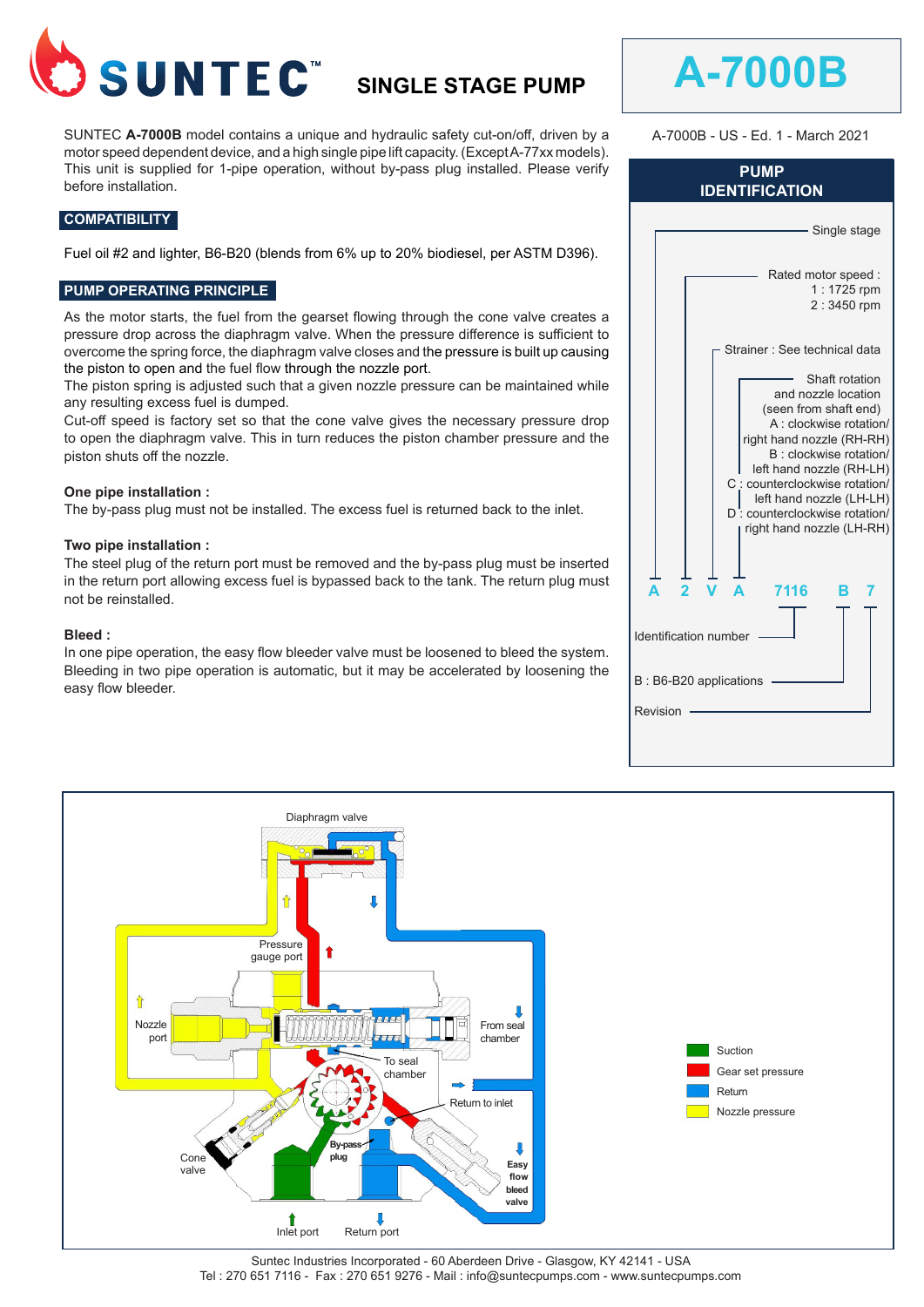# SUNTEC SINGLE STAGE PUMP

# A-7000B

A-7000B - US - Ed. 1 - March 2021

SUNTEC **A-7000B** model contains a unique and hydraulic safety cut-on/off, driven by a motor speed dependent device, and a high single pipe lift capacity. (Except A-77xx models). This unit is supplied for 1-pipe operation, without by-pass plug installed. Please verify before installation.

## COMPATIBILITY

Fuel oil #2 and lighter, B6-B20 (blends from 6% up to 20% biodiesel, per ASTM D396).

## PUMP OPERATING PRINCIPLE

As the motor starts, the fuel from the gearset flowing through the cone valve creates a pressure drop across the diaphragm valve. When the pressure difference is sufficient to overcome the spring force, the diaphragm valve closes and the pressure is built up causing the piston to open and the fuel flow through the nozzle port.

The piston spring is adjusted such that a given nozzle pressure can be maintained while any resulting excess fuel is dumped.

Cut-off speed is factory set so that the cone valve gives the necessary pressure drop to open the diaphragm valve. This in turn reduces the piston chamber pressure and the piston shuts off the nozzle.

**One pipe installation :**

The by-pass plug must not be installed. The excess fuel is returned back to the inlet.

**Two pipe installation :**

The steel plug of the return port must be removed and the by-pass plug must be inserted in the return port allowing excess fuel is bypassed back to the tank. The return plug must not be reinstalled.

**Bleed :**

In one pipe operation, the easy flow bleeder valve must be loosened to bleed the system. Bleeding in two pipe operation is automatic, but it may be accelerated by loosening the easy flow bleeder.

## PUMP IDENTIFICATION

A 2 V A 7116 B 7

- **A** – Single stage
- **2** – Rated motor speed :
  - 1 : 1725 rpm
  - 2 : 3450 rpm
- **V** – Strainer : See technical data
- **A** – Shaft rotation and nozzle location (seen from shaft end)
  - A : clockwise rotation/ right hand nozzle (RH-RH)
  - B : clockwise rotation/ left hand nozzle (RH-LH)
  - C : counterclockwise rotation/ left hand nozzle (LH-LH)
  - D : counterclockwise rotation/ right hand nozzle (LH-RH)
- **7116** – Identification number
- **B** – B : B6-B20 applications
- **7** – Revision

Diaphragm valve · Pressure gauge port · Nozzle port · From seal chamber · To seal chamber · Return to inlet · Cone valve · By-pass plug · Easy flow bleed valve · Inlet port · Return port

Legend: Suction · Gear set pressure · Return · Nozzle pressure

Suntec Industries Incorporated - 60 Aberdeen Drive - Glasgow, KY 42141 - USA
Tel : 270 651 7116 - Fax : 270 651 9276 - Mail : info@suntecpumps.com - www.suntecpumps.com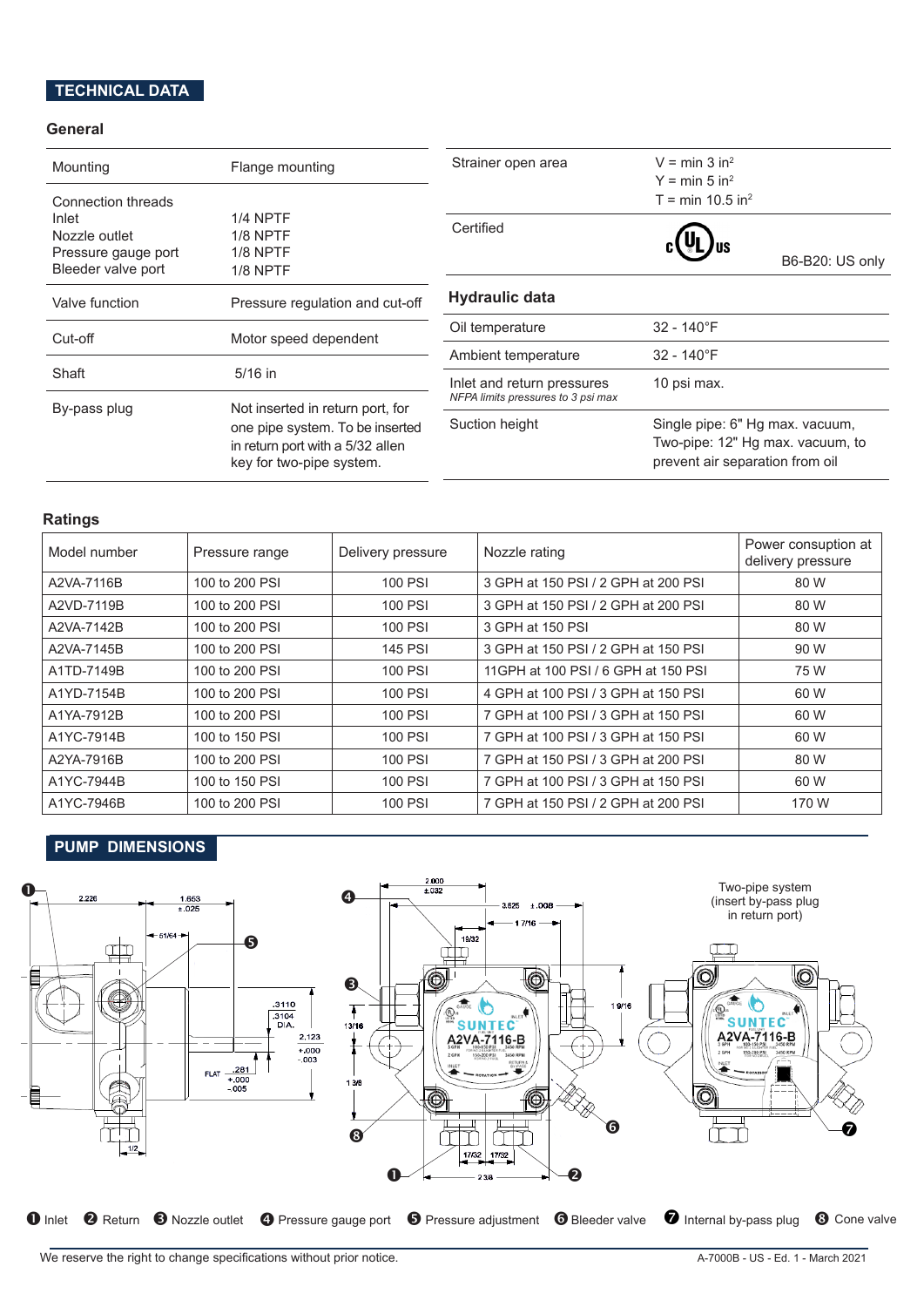## TECHNICAL DATA

### General

| | |
|---|---|
| Mounting | Flange mounting |
| Connection threads<br>Inlet<br>Nozzle outlet<br>Pressure gauge port<br>Bleeder valve port | <br>1/4 NPTF<br>1/8 NPTF<br>1/8 NPTF<br>1/8 NPTF |
| Valve function | Pressure regulation and cut-off |
| Cut-off | Motor speed dependent |
| Shaft | 5/16 in |
| By-pass plug | Not inserted in return port, for one pipe system. To be inserted in return port with a 5/32 allen key for two-pipe system. |

| | |
|---|---|
| Strainer open area | V = min 3 in$^2$<br>Y = min 5 in$^2$<br>T = min 10.5 in$^2$ |
| Certified | cULus B6-B20: US only |

### Hydraulic data

| | |
|---|---|
| Oil temperature | 32 - 140°F |
| Ambient temperature | 32 - 140°F |
| Inlet and return pressures<br>*NFPA limits pressures to 3 psi max* | 10 psi max. |
| Suction height | Single pipe: 6" Hg max. vacuum, Two-pipe: 12" Hg max. vacuum, to prevent air separation from oil |

### Ratings

| Model number | Pressure range | Delivery pressure | Nozzle rating | Power consuption at delivery pressure |
|---|---|---|---|---|
| A2VA-7116B | 100 to 200 PSI | 100 PSI | 3 GPH at 150 PSI / 2 GPH at 200 PSI | 80 W |
| A2VD-7119B | 100 to 200 PSI | 100 PSI | 3 GPH at 150 PSI / 2 GPH at 200 PSI | 80 W |
| A2VA-7142B | 100 to 200 PSI | 100 PSI | 3 GPH at 150 PSI | 80 W |
| A2VA-7145B | 100 to 200 PSI | 145 PSI | 3 GPH at 150 PSI / 2 GPH at 150 PSI | 90 W |
| A1TD-7149B | 100 to 200 PSI | 100 PSI | 11GPH at 100 PSI / 6 GPH at 150 PSI | 75 W |
| A1YD-7154B | 100 to 200 PSI | 100 PSI | 4 GPH at 100 PSI / 3 GPH at 150 PSI | 60 W |
| A1YA-7912B | 100 to 200 PSI | 100 PSI | 7 GPH at 100 PSI / 3 GPH at 150 PSI | 60 W |
| A1YC-7914B | 100 to 150 PSI | 100 PSI | 7 GPH at 100 PSI / 3 GPH at 150 PSI | 60 W |
| A2YA-7916B | 100 to 200 PSI | 100 PSI | 7 GPH at 150 PSI / 3 GPH at 200 PSI | 80 W |
| A1YC-7944B | 100 to 150 PSI | 100 PSI | 7 GPH at 100 PSI / 3 GPH at 150 PSI | 60 W |
| A1YC-7946B | 100 to 200 PSI | 100 PSI | 7 GPH at 150 PSI / 2 GPH at 200 PSI | 170 W |

## PUMP DIMENSIONS

2.226
1.653 ±.025
51/64
.3110 .3104 DIA.
2.123 +.000 -.003
FLAT .281 +.000 -.005
1/2

2.000 ±.032
3.625 ±.008
1 7/16
15/32
1 9/16
13/16
1 3/8
17/32
17/32
2 3/8

Two-pipe system (insert by-pass plug in return port)

❶ Inlet ❷ Return ❸ Nozzle outlet ❹ Pressure gauge port ❺ Pressure adjustment ❻ Bleeder valve ❼ Internal by-pass plug ❽ Cone valve

We reserve the right to change specifications without prior notice.

A-7000B - US - Ed. 1 - March 2021